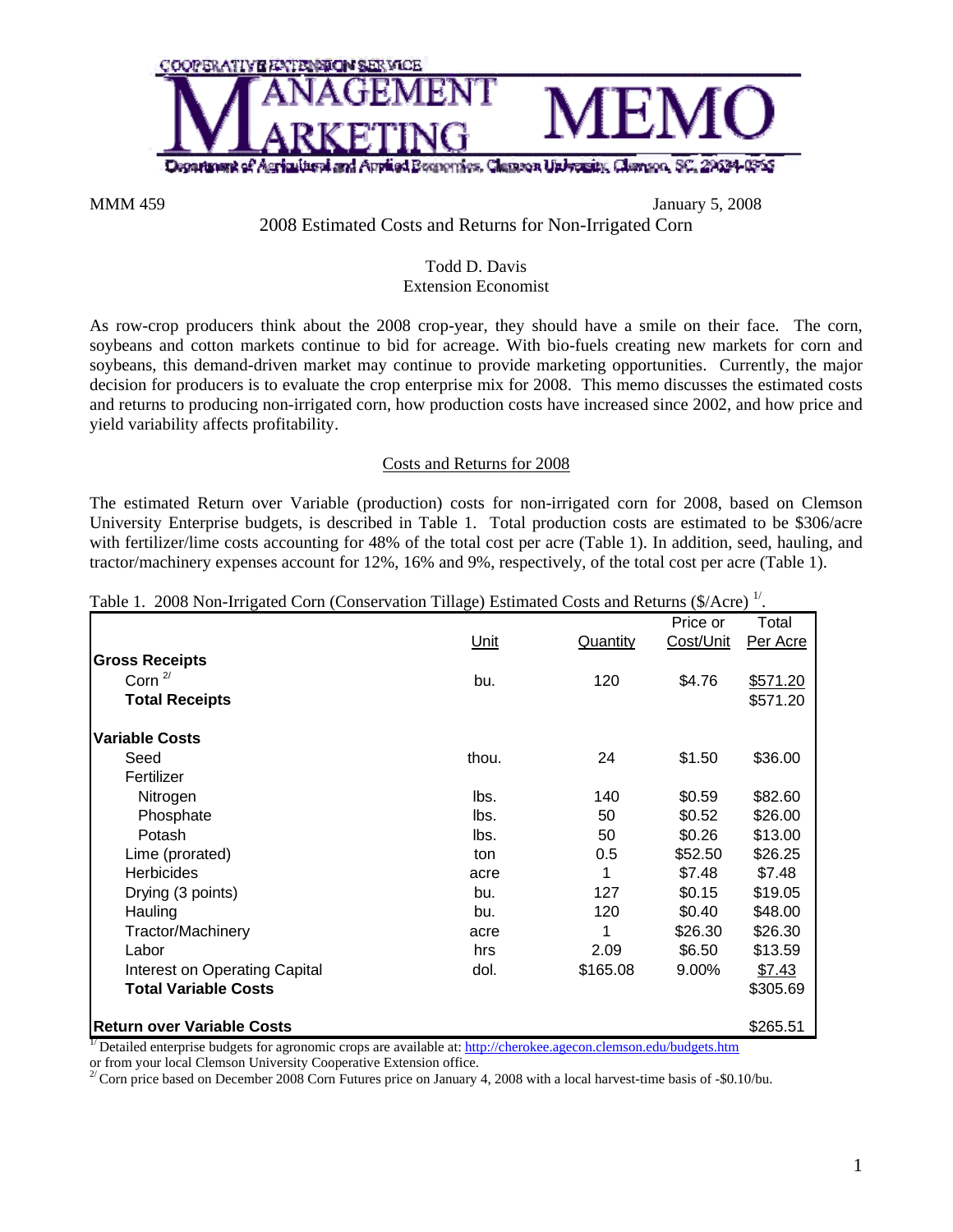COOPERATIVE EXTENSION SERVICE

# MANAGEMENT MARKETING MEMO

Department of Agricultural and Applied Economics, Clemson University, Clemson, SC, 29634-0355

MMM 459 January 5, 2008

## 2008 Estimated Costs and Returns for Non-Irrigated Corn

Todd D. Davis
Extension Economist

As row-crop producers think about the 2008 crop-year, they should have a smile on their face. The corn, soybeans and cotton markets continue to bid for acreage. With bio-fuels creating new markets for corn and soybeans, this demand-driven market may continue to provide marketing opportunities. Currently, the major decision for producers is to evaluate the crop enterprise mix for 2008. This memo discusses the estimated costs and returns to producing non-irrigated corn, how production costs have increased since 2002, and how price and yield variability affects profitability.

### Costs and Returns for 2008

The estimated Return over Variable (production) costs for non-irrigated corn for 2008, based on Clemson University Enterprise budgets, is described in Table 1. Total production costs are estimated to be $306/acre with fertilizer/lime costs accounting for 48% of the total cost per acre (Table 1). In addition, seed, hauling, and tractor/machinery expenses account for 12%, 16% and 9%, respectively, of the total cost per acre (Table 1).

Table 1. 2008 Non-Irrigated Corn (Conservation Tillage) Estimated Costs and Returns ($/Acre) [1].

| | Unit | Quantity | Price or Cost/Unit | Total Per Acre |
|---|---|---|---|---|
| **Gross Receipts** | | | | |
| Corn [2] | bu. | 120 | $4.76 | $571.20 |
| **Total Receipts** | | | | $571.20 |
| **Variable Costs** | | | | |
| Seed | thou. | 24 | $1.50 | $36.00 |
| Fertilizer | | | | |
| Nitrogen | lbs. | 140 | $0.59 | $82.60 |
| Phosphate | lbs. | 50 | $0.52 | $26.00 |
| Potash | lbs. | 50 | $0.26 | $13.00 |
| Lime (prorated) | ton | 0.5 | $52.50 | $26.25 |
| Herbicides | acre | 1 | $7.48 | $7.48 |
| Drying (3 points) | bu. | 127 | $0.15 | $19.05 |
| Hauling | bu. | 120 | $0.40 | $48.00 |
| Tractor/Machinery | acre | 1 | $26.30 | $26.30 |
| Labor | hrs | 2.09 | $6.50 | $13.59 |
| Interest on Operating Capital | dol. | $165.08 | 9.00% | $7.43 |
| **Total Variable Costs** | | | | $305.69 |
| **Return over Variable Costs** | | | | $265.51 |

[1] Detailed enterprise budgets for agronomic crops are available at: http://cherokee.agecon.clemson.edu/budgets.htm or from your local Clemson University Cooperative Extension office.
[2] Corn price based on December 2008 Corn Futures price on January 4, 2008 with a local harvest-time basis of -$0.10/bu.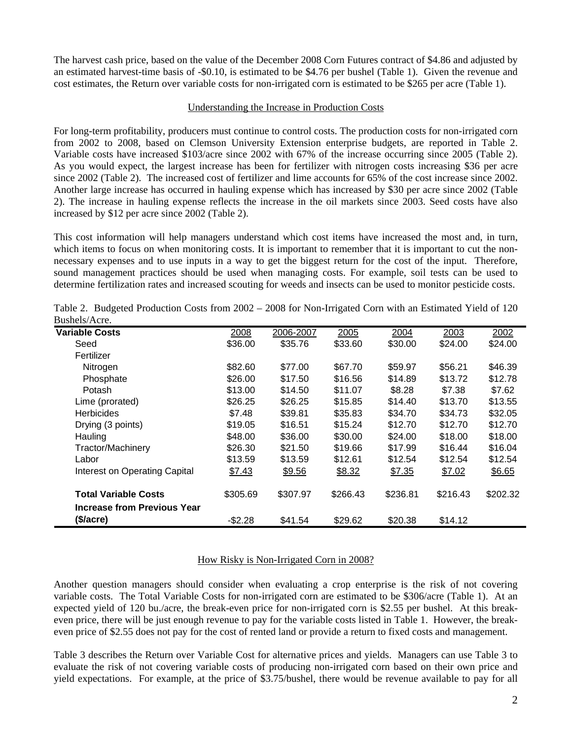The harvest cash price, based on the value of the December 2008 Corn Futures contract of $4.86 and adjusted by an estimated harvest-time basis of -$0.10, is estimated to be $4.76 per bushel (Table 1). Given the revenue and cost estimates, the Return over variable costs for non-irrigated corn is estimated to be $265 per acre (Table 1).

## Understanding the Increase in Production Costs

For long-term profitability, producers must continue to control costs. The production costs for non-irrigated corn from 2002 to 2008, based on Clemson University Extension enterprise budgets, are reported in Table 2. Variable costs have increased $103/acre since 2002 with 67% of the increase occurring since 2005 (Table 2). As you would expect, the largest increase has been for fertilizer with nitrogen costs increasing $36 per acre since 2002 (Table 2). The increased cost of fertilizer and lime accounts for 65% of the cost increase since 2002. Another large increase has occurred in hauling expense which has increased by $30 per acre since 2002 (Table 2). The increase in hauling expense reflects the increase in the oil markets since 2003. Seed costs have also increased by $12 per acre since 2002 (Table 2).

This cost information will help managers understand which cost items have increased the most and, in turn, which items to focus on when monitoring costs. It is important to remember that it is important to cut the non-necessary expenses and to use inputs in a way to get the biggest return for the cost of the input. Therefore, sound management practices should be used when managing costs. For example, soil tests can be used to determine fertilization rates and increased scouting for weeds and insects can be used to monitor pesticide costs.

Table 2. Budgeted Production Costs from 2002 – 2008 for Non-Irrigated Corn with an Estimated Yield of 120 Bushels/Acre.

| **Variable Costs** | 2008 | 2006-2007 | 2005 | 2004 | 2003 | 2002 |
|---|---|---|---|---|---|---|
| Seed | $36.00 | $35.76 | $33.60 | $30.00 | $24.00 | $24.00 |
| Fertilizer | | | | | | |
| Nitrogen | $82.60 | $77.00 | $67.70 | $59.97 | $56.21 | $46.39 |
| Phosphate | $26.00 | $17.50 | $16.56 | $14.89 | $13.72 | $12.78 |
| Potash | $13.00 | $14.50 | $11.07 | $8.28 | $7.38 | $7.62 |
| Lime (prorated) | $26.25 | $26.25 | $15.85 | $14.40 | $13.70 | $13.55 |
| Herbicides | $7.48 | $39.81 | $35.83 | $34.70 | $34.73 | $32.05 |
| Drying (3 points) | $19.05 | $16.51 | $15.24 | $12.70 | $12.70 | $12.70 |
| Hauling | $48.00 | $36.00 | $30.00 | $24.00 | $18.00 | $18.00 |
| Tractor/Machinery | $26.30 | $21.50 | $19.66 | $17.99 | $16.44 | $16.04 |
| Labor | $13.59 | $13.59 | $12.61 | $12.54 | $12.54 | $12.54 |
| Interest on Operating Capital | $7.43 | $9.56 | $8.32 | $7.35 | $7.02 | $6.65 |
| **Total Variable Costs** | $305.69 | $307.97 | $266.43 | $236.81 | $216.43 | $202.32 |
| **Increase from Previous Year ($/acre)** | -$2.28 | $41.54 | $29.62 | $20.38 | $14.12 | |

## How Risky is Non-Irrigated Corn in 2008?

Another question managers should consider when evaluating a crop enterprise is the risk of not covering variable costs. The Total Variable Costs for non-irrigated corn are estimated to be $306/acre (Table 1). At an expected yield of 120 bu./acre, the break-even price for non-irrigated corn is $2.55 per bushel. At this break-even price, there will be just enough revenue to pay for the variable costs listed in Table 1. However, the break-even price of $2.55 does not pay for the cost of rented land or provide a return to fixed costs and management.

Table 3 describes the Return over Variable Cost for alternative prices and yields. Managers can use Table 3 to evaluate the risk of not covering variable costs of producing non-irrigated corn based on their own price and yield expectations. For example, at the price of $3.75/bushel, there would be revenue available to pay for all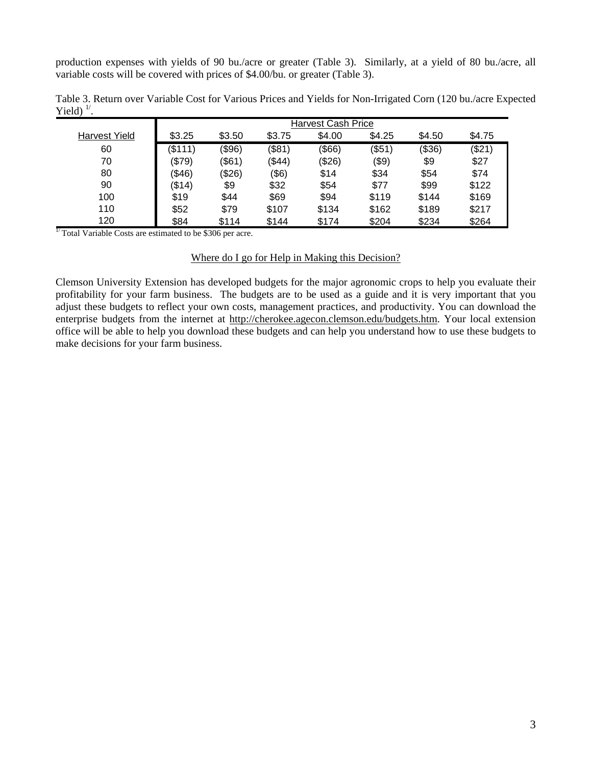production expenses with yields of 90 bu./acre or greater (Table 3). Similarly, at a yield of 80 bu./acre, all variable costs will be covered with prices of $4.00/bu. or greater (Table 3).

Table 3. Return over Variable Cost for Various Prices and Yields for Non-Irrigated Corn (120 bu./acre Expected Yield) [1/].

| | Harvest Cash Price | | | | | | |
|---|---|---|---|---|---|---|---|
| Harvest Yield | $3.25 | $3.50 | $3.75 | $4.00 | $4.25 | $4.50 | $4.75 |
| 60 | ($111) | ($96) | ($81) | ($66) | ($51) | ($36) | ($21) |
| 70 | ($79) | ($61) | ($44) | ($26) | ($9) | $9 | $27 |
| 80 | ($46) | ($26) | ($6) | $14 | $34 | $54 | $74 |
| 90 | ($14) | $9 | $32 | $54 | $77 | $99 | $122 |
| 100 | $19 | $44 | $69 | $94 | $119 | $144 | $169 |
| 110 | $52 | $79 | $107 | $134 | $162 | $189 | $217 |
| 120 | $84 | $114 | $144 | $174 | $204 | $234 | $264 |

[1/] Total Variable Costs are estimated to be $306 per acre.

## Where do I go for Help in Making this Decision?

Clemson University Extension has developed budgets for the major agronomic crops to help you evaluate their profitability for your farm business. The budgets are to be used as a guide and it is very important that you adjust these budgets to reflect your own costs, management practices, and productivity. You can download the enterprise budgets from the internet at http://cherokee.agecon.clemson.edu/budgets.htm. Your local extension office will be able to help you download these budgets and can help you understand how to use these budgets to make decisions for your farm business.